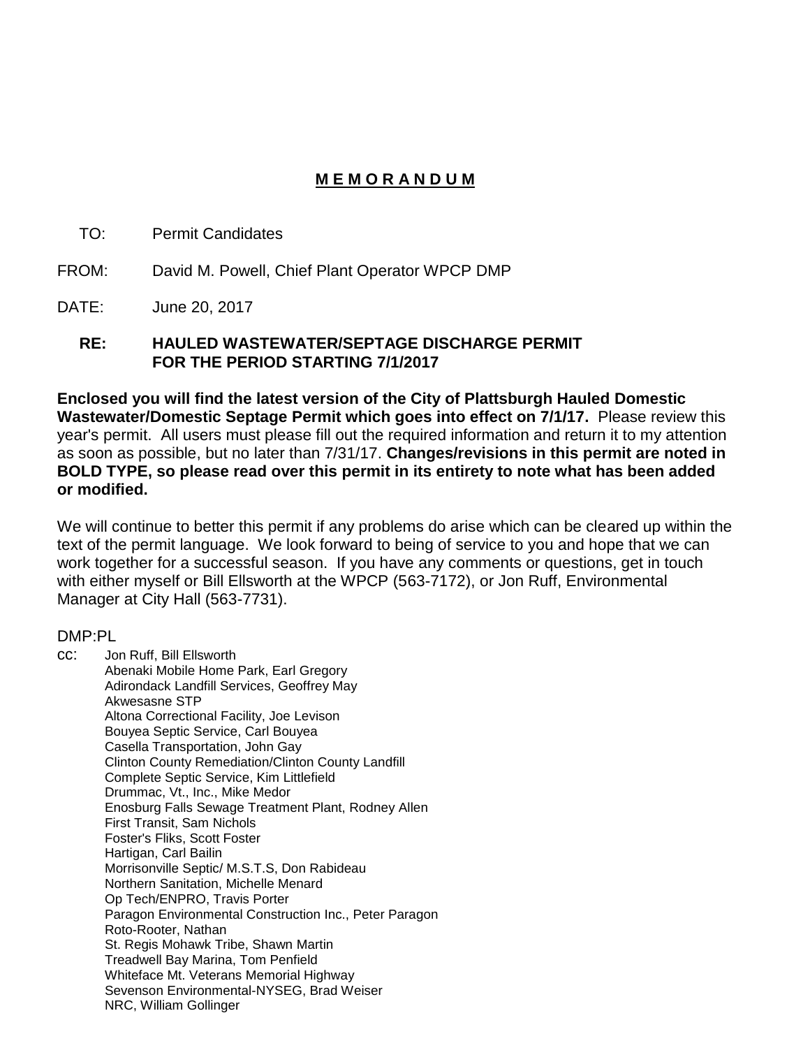# **M E M O R A N D U M**

TO: Permit Candidates

FROM: David M. Powell, Chief Plant Operator WPCP DMP

DATE: June 20, 2017

**RE: HAULED WASTEWATER/SEPTAGE DISCHARGE PERMIT FOR THE PERIOD STARTING 7/1/2017**

**Enclosed you will find the latest version of the City of Plattsburgh Hauled Domestic Wastewater/Domestic Septage Permit which goes into effect on 7/1/17.** Please review this year's permit. All users must please fill out the required information and return it to my attention as soon as possible, but no later than 7/31/17. **Changes/revisions in this permit are noted in BOLD TYPE, so please read over this permit in its entirety to note what has been added or modified.**

We will continue to better this permit if any problems do arise which can be cleared up within the text of the permit language. We look forward to being of service to you and hope that we can work together for a successful season. If you have any comments or questions, get in touch with either myself or Bill Ellsworth at the WPCP (563-7172), or Jon Ruff, Environmental Manager at City Hall (563-7731).

DMP:PL

cc: Jon Ruff, Bill Ellsworth
Abenaki Mobile Home Park, Earl Gregory
Adirondack Landfill Services, Geoffrey May
Akwesasne STP
Altona Correctional Facility, Joe Levison
Bouyea Septic Service, Carl Bouyea
Casella Transportation, John Gay
Clinton County Remediation/Clinton County Landfill
Complete Septic Service, Kim Littlefield
Drummac, Vt., Inc., Mike Medor
Enosburg Falls Sewage Treatment Plant, Rodney Allen
First Transit, Sam Nichols
Foster's Fliks, Scott Foster
Hartigan, Carl Bailin
Morrisonville Septic/ M.S.T.S, Don Rabideau
Northern Sanitation, Michelle Menard
Op Tech/ENPRO, Travis Porter
Paragon Environmental Construction Inc., Peter Paragon
Roto-Rooter, Nathan
St. Regis Mohawk Tribe, Shawn Martin
Treadwell Bay Marina, Tom Penfield
Whiteface Mt. Veterans Memorial Highway
Sevenson Environmental-NYSEG, Brad Weiser
NRC, William Gollinger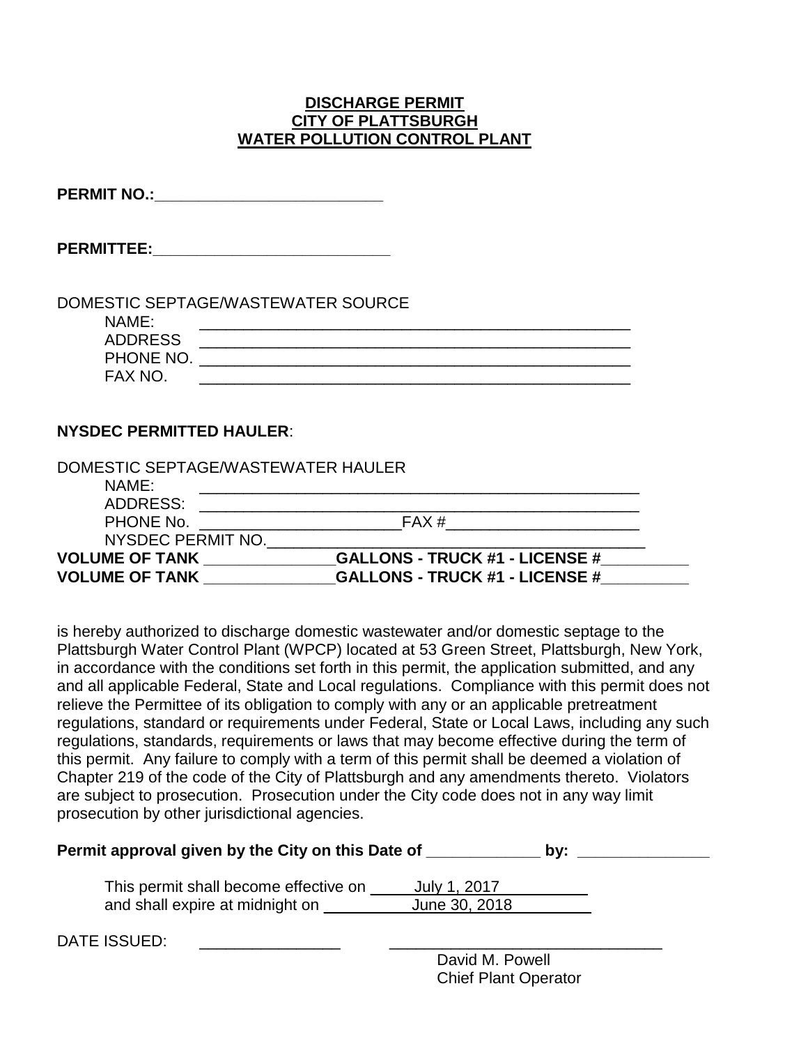**DISCHARGE PERMIT**
**CITY OF PLATTSBURGH**
**WATER POLLUTION CONTROL PLANT**

**PERMIT NO.:**___________________________

**PERMITTEE:**____________________________

DOMESTIC SEPTAGE/WASTEWATER SOURCE

NAME: ___________________________________________________

ADDRESS ___________________________________________________

PHONE NO. ___________________________________________________

FAX NO. ___________________________________________________

**NYSDEC PERMITTED HAULER**:

DOMESTIC SEPTAGE/WASTEWATER HAULER

NAME: ___________________________________________________

ADDRESS: ___________________________________________________

PHONE No. ________________________FAX #______________________

NYSDEC PERMIT NO.____________________________________________

**VOLUME OF TANK _______________GALLONS - TRUCK #1 - LICENSE #__________**

**VOLUME OF TANK _______________GALLONS - TRUCK #1 - LICENSE #__________**

is hereby authorized to discharge domestic wastewater and/or domestic septage to the Plattsburgh Water Control Plant (WPCP) located at 53 Green Street, Plattsburgh, New York, in accordance with the conditions set forth in this permit, the application submitted, and any and all applicable Federal, State and Local regulations. Compliance with this permit does not relieve the Permittee of its obligation to comply with any or an applicable pretreatment regulations, standard or requirements under Federal, State or Local Laws, including any such regulations, standards, requirements or laws that may become effective during the term of this permit. Any failure to comply with a term of this permit shall be deemed a violation of Chapter 219 of the code of the City of Plattsburgh and any amendments thereto. Violators are subject to prosecution. Prosecution under the City code does not in any way limit prosecution by other jurisdictional agencies.

**Permit approval given by the City on this Date of _____________ by: _______________**

This permit shall become effective on July 1, 2017
and shall expire at midnight on June 30, 2018

DATE ISSUED: ________________ ________________________________

David M. Powell
Chief Plant Operator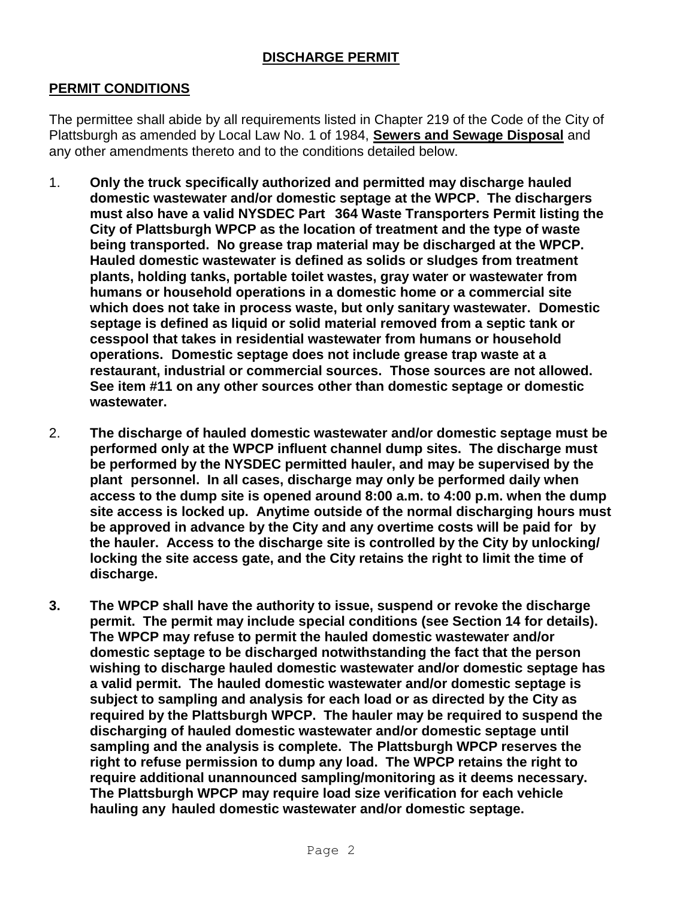## DISCHARGE PERMIT

## PERMIT CONDITIONS

The permittee shall abide by all requirements listed in Chapter 219 of the Code of the City of Plattsburgh as amended by Local Law No. 1 of 1984, **Sewers and Sewage Disposal** and any other amendments thereto and to the conditions detailed below.

1. **Only the truck specifically authorized and permitted may discharge hauled domestic wastewater and/or domestic septage at the WPCP. The dischargers must also have a valid NYSDEC Part 364 Waste Transporters Permit listing the City of Plattsburgh WPCP as the location of treatment and the type of waste being transported. No grease trap material may be discharged at the WPCP. Hauled domestic wastewater is defined as solids or sludges from treatment plants, holding tanks, portable toilet wastes, gray water or wastewater from humans or household operations in a domestic home or a commercial site which does not take in process waste, but only sanitary wastewater. Domestic septage is defined as liquid or solid material removed from a septic tank or cesspool that takes in residential wastewater from humans or household operations. Domestic septage does not include grease trap waste at a restaurant, industrial or commercial sources. Those sources are not allowed. See item #11 on any other sources other than domestic septage or domestic wastewater.**

2. **The discharge of hauled domestic wastewater and/or domestic septage must be performed only at the WPCP influent channel dump sites. The discharge must be performed by the NYSDEC permitted hauler, and may be supervised by the plant personnel. In all cases, discharge may only be performed daily when access to the dump site is opened around 8:00 a.m. to 4:00 p.m. when the dump site access is locked up. Anytime outside of the normal discharging hours must be approved in advance by the City and any overtime costs will be paid for by the hauler. Access to the discharge site is controlled by the City by unlocking/ locking the site access gate, and the City retains the right to limit the time of discharge.**

3. **The WPCP shall have the authority to issue, suspend or revoke the discharge permit. The permit may include special conditions (see Section 14 for details). The WPCP may refuse to permit the hauled domestic wastewater and/or domestic septage to be discharged notwithstanding the fact that the person wishing to discharge hauled domestic wastewater and/or domestic septage has a valid permit. The hauled domestic wastewater and/or domestic septage is subject to sampling and analysis for each load or as directed by the City as required by the Plattsburgh WPCP. The hauler may be required to suspend the discharging of hauled domestic wastewater and/or domestic septage until sampling and the analysis is complete. The Plattsburgh WPCP reserves the right to refuse permission to dump any load. The WPCP retains the right to require additional unannounced sampling/monitoring as it deems necessary. The Plattsburgh WPCP may require load size verification for each vehicle hauling any hauled domestic wastewater and/or domestic septage.**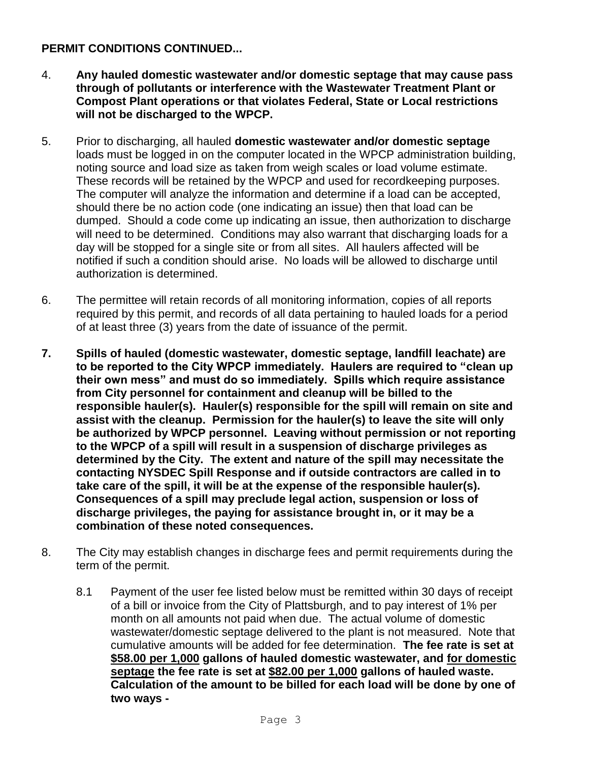**PERMIT CONDITIONS CONTINUED...**

4. **Any hauled domestic wastewater and/or domestic septage that may cause pass through of pollutants or interference with the Wastewater Treatment Plant or Compost Plant operations or that violates Federal, State or Local restrictions will not be discharged to the WPCP.**

5. Prior to discharging, all hauled **domestic wastewater and/or domestic septage** loads must be logged in on the computer located in the WPCP administration building, noting source and load size as taken from weigh scales or load volume estimate. These records will be retained by the WPCP and used for recordkeeping purposes. The computer will analyze the information and determine if a load can be accepted, should there be no action code (one indicating an issue) then that load can be dumped. Should a code come up indicating an issue, then authorization to discharge will need to be determined. Conditions may also warrant that discharging loads for a day will be stopped for a single site or from all sites. All haulers affected will be notified if such a condition should arise. No loads will be allowed to discharge until authorization is determined.

6. The permittee will retain records of all monitoring information, copies of all reports required by this permit, and records of all data pertaining to hauled loads for a period of at least three (3) years from the date of issuance of the permit.

7. **Spills of hauled (domestic wastewater, domestic septage, landfill leachate) are to be reported to the City WPCP immediately. Haulers are required to "clean up their own mess" and must do so immediately. Spills which require assistance from City personnel for containment and cleanup will be billed to the responsible hauler(s). Hauler(s) responsible for the spill will remain on site and assist with the cleanup. Permission for the hauler(s) to leave the site will only be authorized by WPCP personnel. Leaving without permission or not reporting to the WPCP of a spill will result in a suspension of discharge privileges as determined by the City. The extent and nature of the spill may necessitate the contacting NYSDEC Spill Response and if outside contractors are called in to take care of the spill, it will be at the expense of the responsible hauler(s). Consequences of a spill may preclude legal action, suspension or loss of discharge privileges, the paying for assistance brought in, or it may be a combination of these noted consequences.**

8. The City may establish changes in discharge fees and permit requirements during the term of the permit.

   8.1 Payment of the user fee listed below must be remitted within 30 days of receipt of a bill or invoice from the City of Plattsburgh, and to pay interest of 1% per month on all amounts not paid when due. The actual volume of domestic wastewater/domestic septage delivered to the plant is not measured. Note that cumulative amounts will be added for fee determination. **The fee rate is set at <u>$58.00 per 1,000</u> gallons of hauled domestic wastewater, and <u>for domestic septage</u> the fee rate is set at <u>$82.00 per 1,000</u> gallons of hauled waste. Calculation of the amount to be billed for each load will be done by one of two ways -**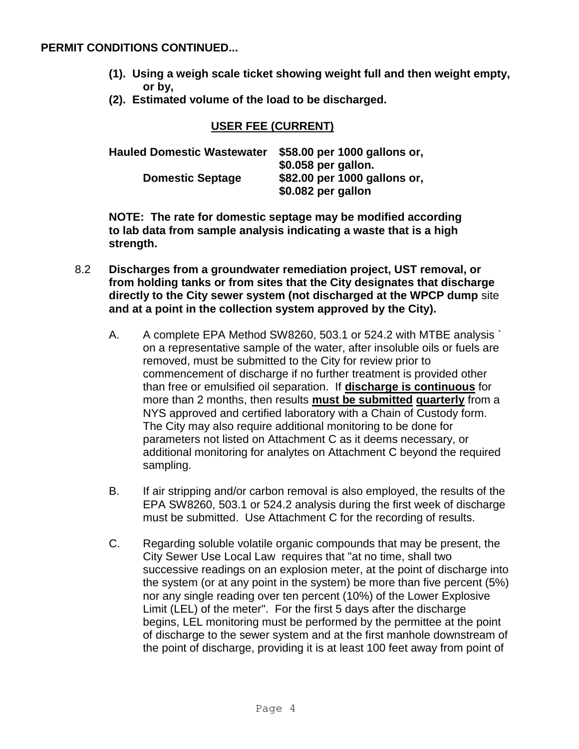**PERMIT CONDITIONS CONTINUED...**

**(1). Using a weigh scale ticket showing weight full and then weight empty, or by,**

**(2). Estimated volume of the load to be discharged.**

**<u>USER FEE (CURRENT)</u>**

| | |
|---|---|
| **Hauled Domestic Wastewater** | **$58.00 per 1000 gallons or, $0.058 per gallon.** |
| **Domestic Septage** | **$82.00 per 1000 gallons or, $0.082 per gallon** |

**NOTE: The rate for domestic septage may be modified according to lab data from sample analysis indicating a waste that is a high strength.**

8.2 **Discharges from a groundwater remediation project, UST removal, or from holding tanks or from sites that the City designates that discharge directly to the City sewer system (not discharged at the WPCP dump** site **and at a point in the collection system approved by the City).**

A. A complete EPA Method SW8260, 503.1 or 524.2 with MTBE analysis ` on a representative sample of the water, after insoluble oils or fuels are removed, must be submitted to the City for review prior to commencement of discharge if no further treatment is provided other than free or emulsified oil separation. If **<u>discharge is continuous</u>** for more than 2 months, then results **<u>must be submitted</u> <u>quarterly</u>** from a NYS approved and certified laboratory with a Chain of Custody form. The City may also require additional monitoring to be done for parameters not listed on Attachment C as it deems necessary, or additional monitoring for analytes on Attachment C beyond the required sampling.

B. If air stripping and/or carbon removal is also employed, the results of the EPA SW8260, 503.1 or 524.2 analysis during the first week of discharge must be submitted. Use Attachment C for the recording of results.

C. Regarding soluble volatile organic compounds that may be present, the City Sewer Use Local Law requires that "at no time, shall two successive readings on an explosion meter, at the point of discharge into the system (or at any point in the system) be more than five percent (5%) nor any single reading over ten percent (10%) of the Lower Explosive Limit (LEL) of the meter". For the first 5 days after the discharge begins, LEL monitoring must be performed by the permittee at the point of discharge to the sewer system and at the first manhole downstream of the point of discharge, providing it is at least 100 feet away from point of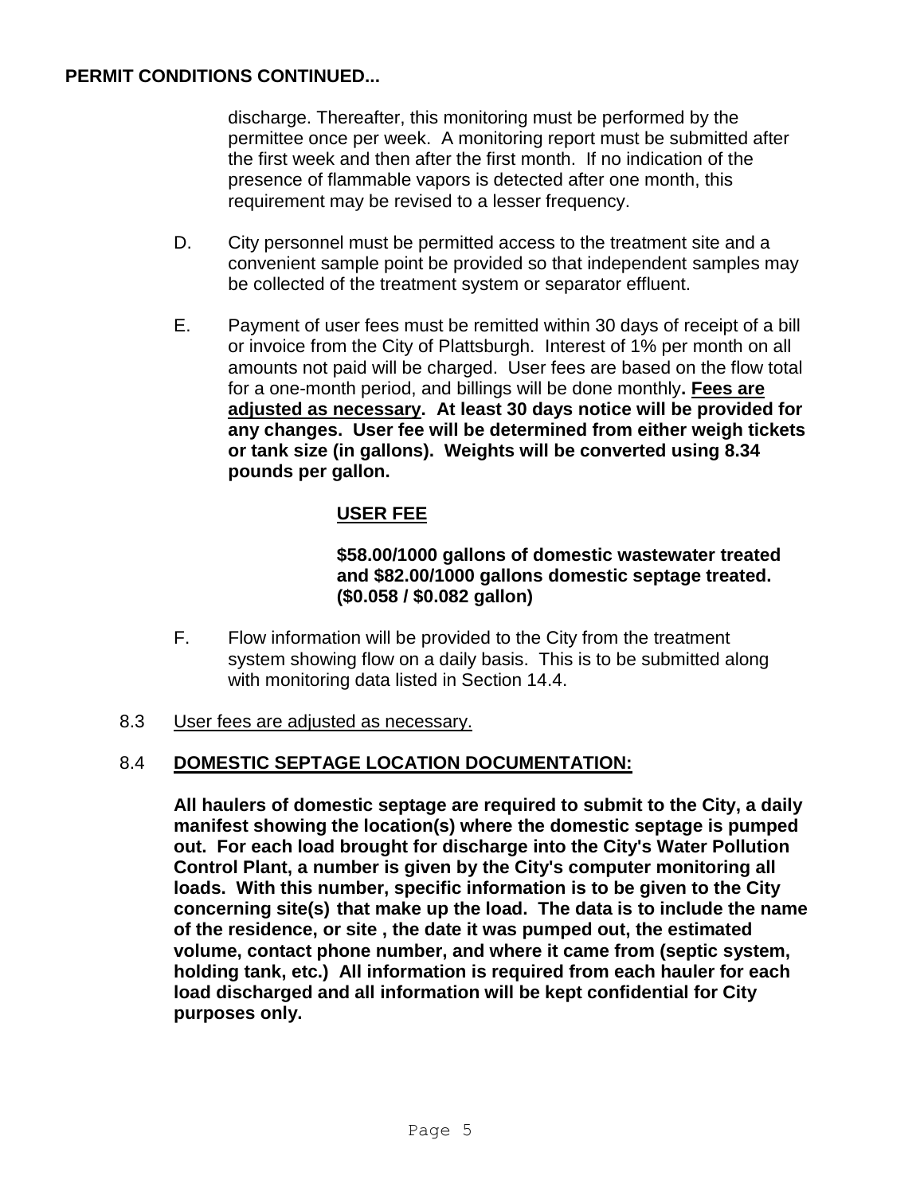**PERMIT CONDITIONS CONTINUED...**

discharge. Thereafter, this monitoring must be performed by the permittee once per week. A monitoring report must be submitted after the first week and then after the first month. If no indication of the presence of flammable vapors is detected after one month, this requirement may be revised to a lesser frequency.

D. City personnel must be permitted access to the treatment site and a convenient sample point be provided so that independent samples may be collected of the treatment system or separator effluent.

E. Payment of user fees must be remitted within 30 days of receipt of a bill or invoice from the City of Plattsburgh. Interest of 1% per month on all amounts not paid will be charged. User fees are based on the flow total for a one-month period, and billings will be done monthly**. <u>Fees are adjusted as necessary</u>. At least 30 days notice will be provided for any changes. User fee will be determined from either weigh tickets or tank size (in gallons). Weights will be converted using 8.34 pounds per gallon.**

**<u>USER FEE</u>**

**$58.00/1000 gallons of domestic wastewater treated and $82.00/1000 gallons domestic septage treated. ($0.058 / $0.082 gallon)**

F. Flow information will be provided to the City from the treatment system showing flow on a daily basis. This is to be submitted along with monitoring data listed in Section 14.4.

8.3 <u>User fees are adjusted as necessary.</u>

8.4 **<u>DOMESTIC SEPTAGE LOCATION DOCUMENTATION:</u>**

**All haulers of domestic septage are required to submit to the City, a daily manifest showing the location(s) where the domestic septage is pumped out. For each load brought for discharge into the City's Water Pollution Control Plant, a number is given by the City's computer monitoring all loads. With this number, specific information is to be given to the City concerning site(s) that make up the load. The data is to include the name of the residence, or site , the date it was pumped out, the estimated volume, contact phone number, and where it came from (septic system, holding tank, etc.) All information is required from each hauler for each load discharged and all information will be kept confidential for City purposes only.**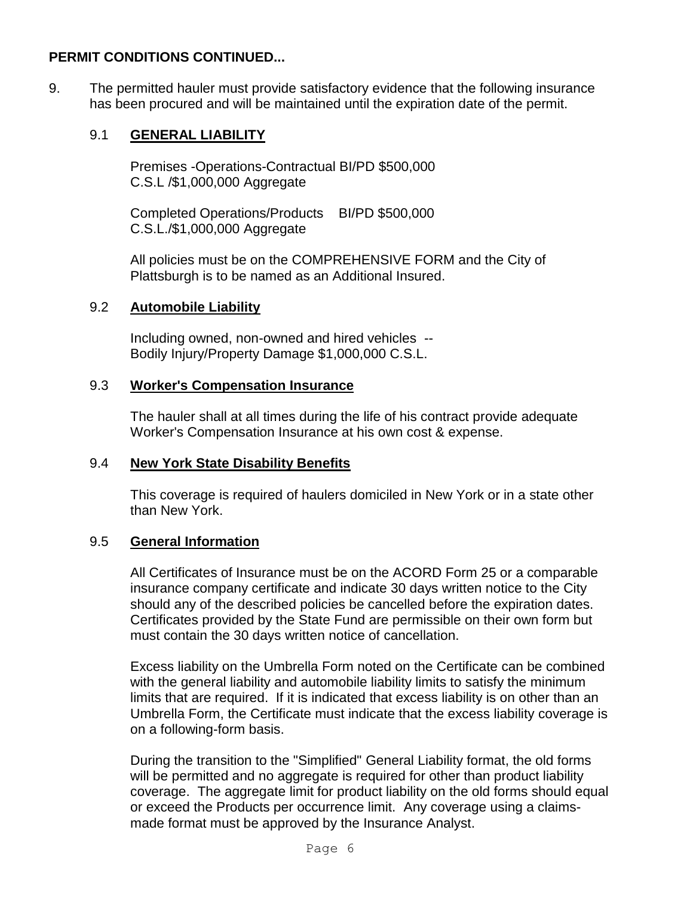**PERMIT CONDITIONS CONTINUED...**

9. The permitted hauler must provide satisfactory evidence that the following insurance has been procured and will be maintained until the expiration date of the permit.

   9.1 **GENERAL LIABILITY**

   Premises -Operations-Contractual BI/PD $500,000 C.S.L /$1,000,000 Aggregate

   Completed Operations/Products BI/PD $500,000 C.S.L./$1,000,000 Aggregate

   All policies must be on the COMPREHENSIVE FORM and the City of Plattsburgh is to be named as an Additional Insured.

   9.2 **Automobile Liability**

   Including owned, non-owned and hired vehicles -- Bodily Injury/Property Damage $1,000,000 C.S.L.

   9.3 **Worker's Compensation Insurance**

   The hauler shall at all times during the life of his contract provide adequate Worker's Compensation Insurance at his own cost & expense.

   9.4 **New York State Disability Benefits**

   This coverage is required of haulers domiciled in New York or in a state other than New York.

   9.5 **General Information**

   All Certificates of Insurance must be on the ACORD Form 25 or a comparable insurance company certificate and indicate 30 days written notice to the City should any of the described policies be cancelled before the expiration dates. Certificates provided by the State Fund are permissible on their own form but must contain the 30 days written notice of cancellation.

   Excess liability on the Umbrella Form noted on the Certificate can be combined with the general liability and automobile liability limits to satisfy the minimum limits that are required. If it is indicated that excess liability is on other than an Umbrella Form, the Certificate must indicate that the excess liability coverage is on a following-form basis.

   During the transition to the "Simplified" General Liability format, the old forms will be permitted and no aggregate is required for other than product liability coverage. The aggregate limit for product liability on the old forms should equal or exceed the Products per occurrence limit. Any coverage using a claims-made format must be approved by the Insurance Analyst.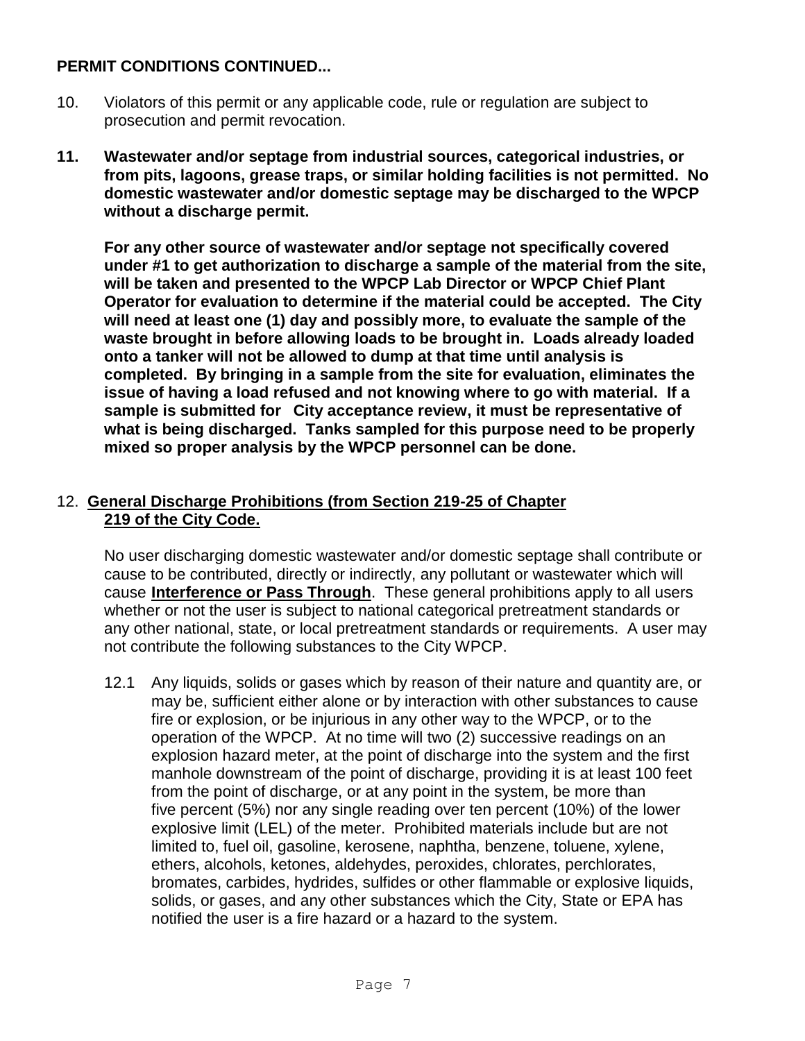**PERMIT CONDITIONS CONTINUED...**

10. Violators of this permit or any applicable code, rule or regulation are subject to prosecution and permit revocation.

**11. Wastewater and/or septage from industrial sources, categorical industries, or from pits, lagoons, grease traps, or similar holding facilities is not permitted. No domestic wastewater and/or domestic septage may be discharged to the WPCP without a discharge permit.**

**For any other source of wastewater and/or septage not specifically covered under #1 to get authorization to discharge a sample of the material from the site, will be taken and presented to the WPCP Lab Director or WPCP Chief Plant Operator for evaluation to determine if the material could be accepted. The City will need at least one (1) day and possibly more, to evaluate the sample of the waste brought in before allowing loads to be brought in. Loads already loaded onto a tanker will not be allowed to dump at that time until analysis is completed. By bringing in a sample from the site for evaluation, eliminates the issue of having a load refused and not knowing where to go with material. If a sample is submitted for City acceptance review, it must be representative of what is being discharged. Tanks sampled for this purpose need to be properly mixed so proper analysis by the WPCP personnel can be done.**

12. **General Discharge Prohibitions (from Section 219-25 of Chapter 219 of the City Code.**

No user discharging domestic wastewater and/or domestic septage shall contribute or cause to be contributed, directly or indirectly, any pollutant or wastewater which will cause **Interference or Pass Through**. These general prohibitions apply to all users whether or not the user is subject to national categorical pretreatment standards or any other national, state, or local pretreatment standards or requirements. A user may not contribute the following substances to the City WPCP.

12.1 Any liquids, solids or gases which by reason of their nature and quantity are, or may be, sufficient either alone or by interaction with other substances to cause fire or explosion, or be injurious in any other way to the WPCP, or to the operation of the WPCP. At no time will two (2) successive readings on an explosion hazard meter, at the point of discharge into the system and the first manhole downstream of the point of discharge, providing it is at least 100 feet from the point of discharge, or at any point in the system, be more than five percent (5%) nor any single reading over ten percent (10%) of the lower explosive limit (LEL) of the meter. Prohibited materials include but are not limited to, fuel oil, gasoline, kerosene, naphtha, benzene, toluene, xylene, ethers, alcohols, ketones, aldehydes, peroxides, chlorates, perchlorates, bromates, carbides, hydrides, sulfides or other flammable or explosive liquids, solids, or gases, and any other substances which the City, State or EPA has notified the user is a fire hazard or a hazard to the system.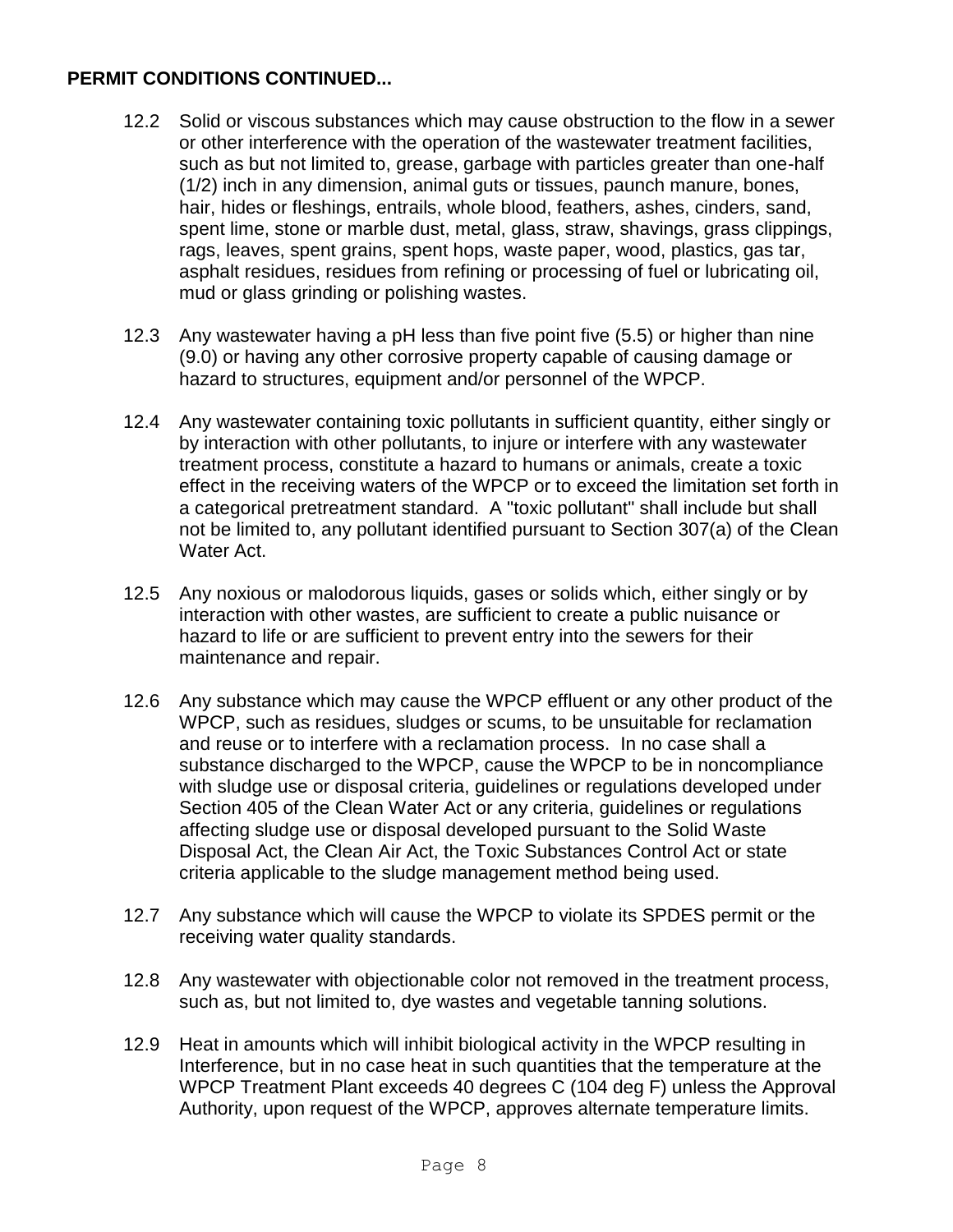**PERMIT CONDITIONS CONTINUED...**

12.2 Solid or viscous substances which may cause obstruction to the flow in a sewer or other interference with the operation of the wastewater treatment facilities, such as but not limited to, grease, garbage with particles greater than one-half (1/2) inch in any dimension, animal guts or tissues, paunch manure, bones, hair, hides or fleshings, entrails, whole blood, feathers, ashes, cinders, sand, spent lime, stone or marble dust, metal, glass, straw, shavings, grass clippings, rags, leaves, spent grains, spent hops, waste paper, wood, plastics, gas tar, asphalt residues, residues from refining or processing of fuel or lubricating oil, mud or glass grinding or polishing wastes.

12.3 Any wastewater having a pH less than five point five (5.5) or higher than nine (9.0) or having any other corrosive property capable of causing damage or hazard to structures, equipment and/or personnel of the WPCP.

12.4 Any wastewater containing toxic pollutants in sufficient quantity, either singly or by interaction with other pollutants, to injure or interfere with any wastewater treatment process, constitute a hazard to humans or animals, create a toxic effect in the receiving waters of the WPCP or to exceed the limitation set forth in a categorical pretreatment standard. A "toxic pollutant" shall include but shall not be limited to, any pollutant identified pursuant to Section 307(a) of the Clean Water Act.

12.5 Any noxious or malodorous liquids, gases or solids which, either singly or by interaction with other wastes, are sufficient to create a public nuisance or hazard to life or are sufficient to prevent entry into the sewers for their maintenance and repair.

12.6 Any substance which may cause the WPCP effluent or any other product of the WPCP, such as residues, sludges or scums, to be unsuitable for reclamation and reuse or to interfere with a reclamation process. In no case shall a substance discharged to the WPCP, cause the WPCP to be in noncompliance with sludge use or disposal criteria, guidelines or regulations developed under Section 405 of the Clean Water Act or any criteria, guidelines or regulations affecting sludge use or disposal developed pursuant to the Solid Waste Disposal Act, the Clean Air Act, the Toxic Substances Control Act or state criteria applicable to the sludge management method being used.

12.7 Any substance which will cause the WPCP to violate its SPDES permit or the receiving water quality standards.

12.8 Any wastewater with objectionable color not removed in the treatment process, such as, but not limited to, dye wastes and vegetable tanning solutions.

12.9 Heat in amounts which will inhibit biological activity in the WPCP resulting in Interference, but in no case heat in such quantities that the temperature at the WPCP Treatment Plant exceeds 40 degrees C (104 deg F) unless the Approval Authority, upon request of the WPCP, approves alternate temperature limits.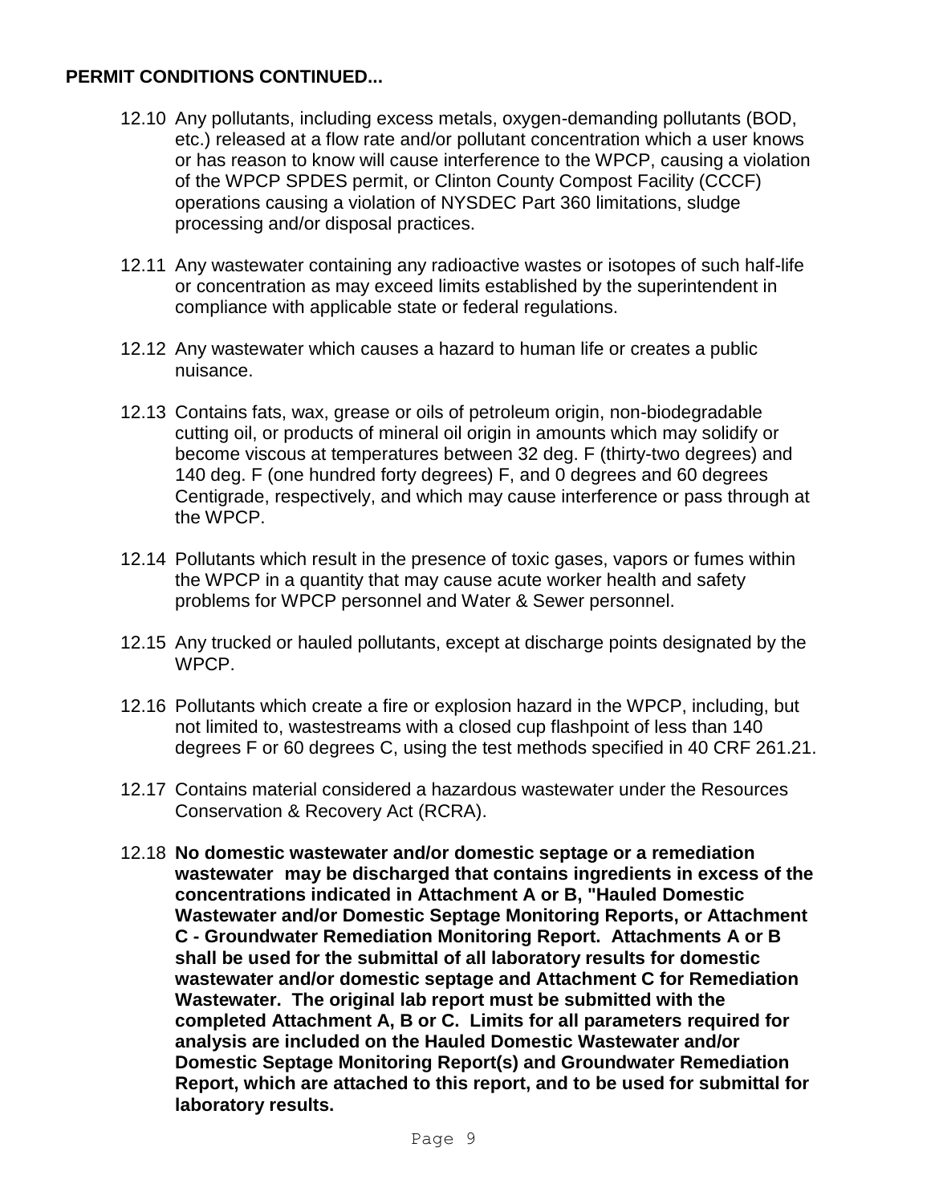**PERMIT CONDITIONS CONTINUED...**

12.10 Any pollutants, including excess metals, oxygen-demanding pollutants (BOD, etc.) released at a flow rate and/or pollutant concentration which a user knows or has reason to know will cause interference to the WPCP, causing a violation of the WPCP SPDES permit, or Clinton County Compost Facility (CCCF) operations causing a violation of NYSDEC Part 360 limitations, sludge processing and/or disposal practices.

12.11 Any wastewater containing any radioactive wastes or isotopes of such half-life or concentration as may exceed limits established by the superintendent in compliance with applicable state or federal regulations.

12.12 Any wastewater which causes a hazard to human life or creates a public nuisance.

12.13 Contains fats, wax, grease or oils of petroleum origin, non-biodegradable cutting oil, or products of mineral oil origin in amounts which may solidify or become viscous at temperatures between 32 deg. F (thirty-two degrees) and 140 deg. F (one hundred forty degrees) F, and 0 degrees and 60 degrees Centigrade, respectively, and which may cause interference or pass through at the WPCP.

12.14 Pollutants which result in the presence of toxic gases, vapors or fumes within the WPCP in a quantity that may cause acute worker health and safety problems for WPCP personnel and Water & Sewer personnel.

12.15 Any trucked or hauled pollutants, except at discharge points designated by the WPCP.

12.16 Pollutants which create a fire or explosion hazard in the WPCP, including, but not limited to, wastestreams with a closed cup flashpoint of less than 140 degrees F or 60 degrees C, using the test methods specified in 40 CRF 261.21.

12.17 Contains material considered a hazardous wastewater under the Resources Conservation & Recovery Act (RCRA).

12.18 **No domestic wastewater and/or domestic septage or a remediation wastewater may be discharged that contains ingredients in excess of the concentrations indicated in Attachment A or B, "Hauled Domestic Wastewater and/or Domestic Septage Monitoring Reports, or Attachment C - Groundwater Remediation Monitoring Report. Attachments A or B shall be used for the submittal of all laboratory results for domestic wastewater and/or domestic septage and Attachment C for Remediation Wastewater. The original lab report must be submitted with the completed Attachment A, B or C. Limits for all parameters required for analysis are included on the Hauled Domestic Wastewater and/or Domestic Septage Monitoring Report(s) and Groundwater Remediation Report, which are attached to this report, and to be used for submittal for laboratory results.**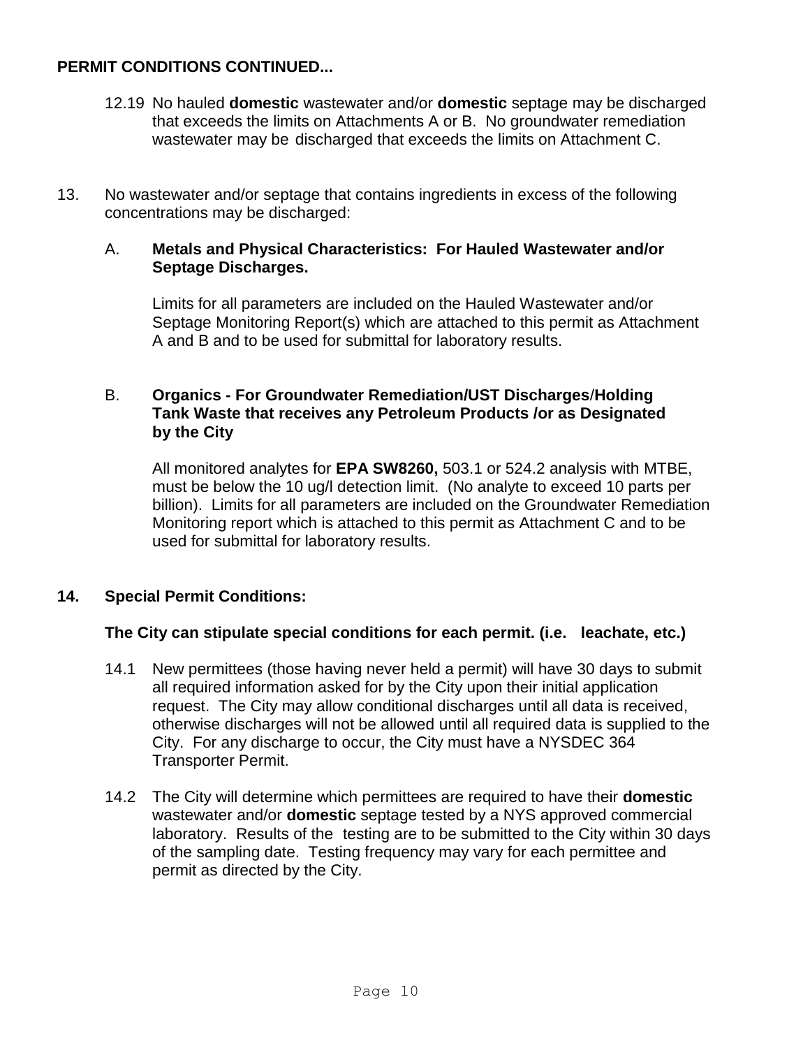**PERMIT CONDITIONS CONTINUED...**

12.19 No hauled **domestic** wastewater and/or **domestic** septage may be discharged that exceeds the limits on Attachments A or B. No groundwater remediation wastewater may be discharged that exceeds the limits on Attachment C.

13. No wastewater and/or septage that contains ingredients in excess of the following concentrations may be discharged:

A. **Metals and Physical Characteristics: For Hauled Wastewater and/or Septage Discharges.**

Limits for all parameters are included on the Hauled Wastewater and/or Septage Monitoring Report(s) which are attached to this permit as Attachment A and B and to be used for submittal for laboratory results.

B. **Organics - For Groundwater Remediation/UST Discharges/Holding Tank Waste that receives any Petroleum Products /or as Designated by the City**

All monitored analytes for **EPA SW8260,** 503.1 or 524.2 analysis with MTBE, must be below the 10 ug/l detection limit. (No analyte to exceed 10 parts per billion). Limits for all parameters are included on the Groundwater Remediation Monitoring report which is attached to this permit as Attachment C and to be used for submittal for laboratory results.

**14. Special Permit Conditions:**

**The City can stipulate special conditions for each permit. (i.e. leachate, etc.)**

14.1 New permittees (those having never held a permit) will have 30 days to submit all required information asked for by the City upon their initial application request. The City may allow conditional discharges until all data is received, otherwise discharges will not be allowed until all required data is supplied to the City. For any discharge to occur, the City must have a NYSDEC 364 Transporter Permit.

14.2 The City will determine which permittees are required to have their **domestic** wastewater and/or **domestic** septage tested by a NYS approved commercial laboratory. Results of the testing are to be submitted to the City within 30 days of the sampling date. Testing frequency may vary for each permittee and permit as directed by the City.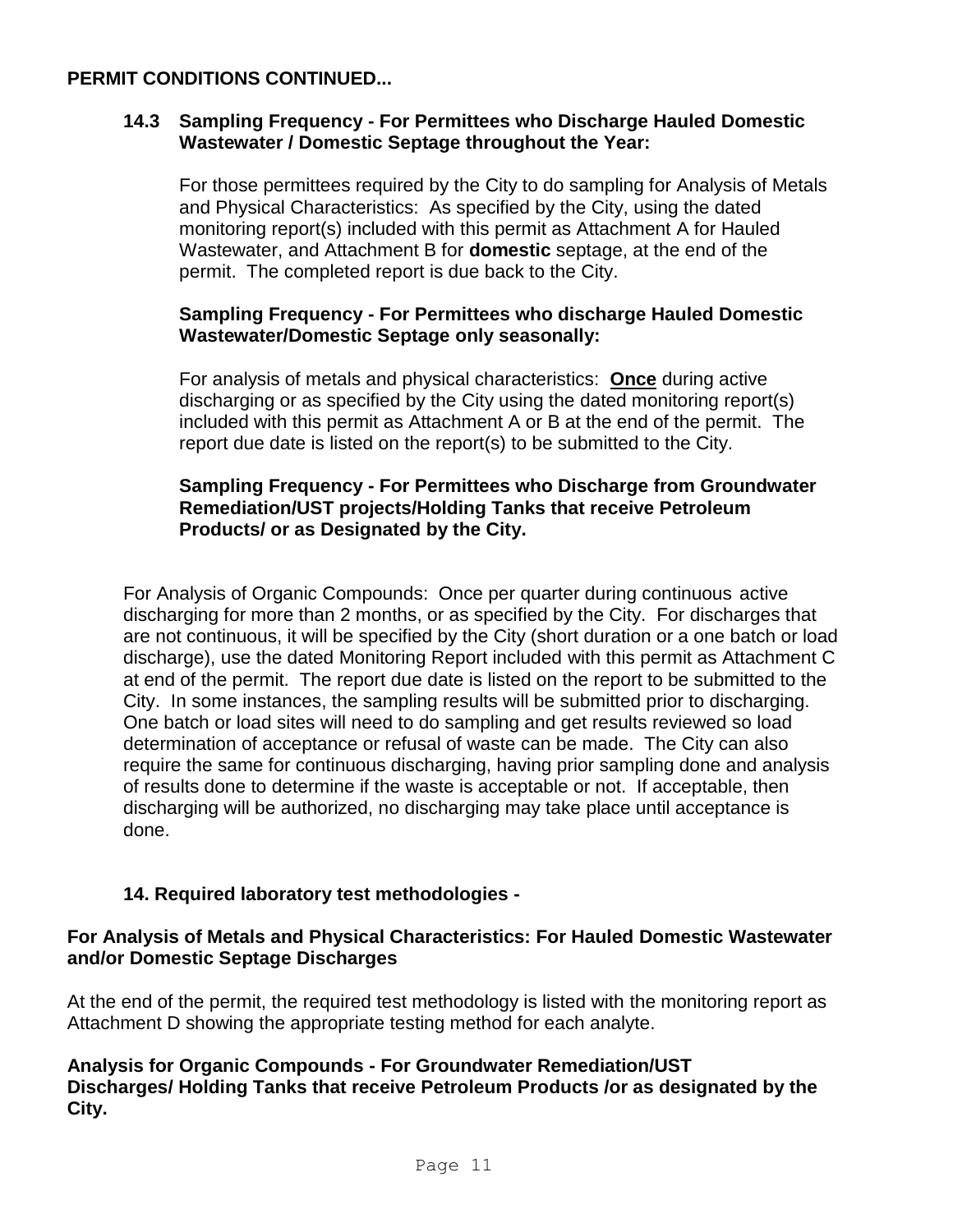**PERMIT CONDITIONS CONTINUED...**

### 14.3 Sampling Frequency - For Permittees who Discharge Hauled Domestic Wastewater / Domestic Septage throughout the Year:

For those permittees required by the City to do sampling for Analysis of Metals and Physical Characteristics: As specified by the City, using the dated monitoring report(s) included with this permit as Attachment A for Hauled Wastewater, and Attachment B for **domestic** septage, at the end of the permit. The completed report is due back to the City.

**Sampling Frequency - For Permittees who discharge Hauled Domestic Wastewater/Domestic Septage only seasonally:**

For analysis of metals and physical characteristics: **Once** during active discharging or as specified by the City using the dated monitoring report(s) included with this permit as Attachment A or B at the end of the permit. The report due date is listed on the report(s) to be submitted to the City.

**Sampling Frequency - For Permittees who Discharge from Groundwater Remediation/UST projects/Holding Tanks that receive Petroleum Products/ or as Designated by the City.**

For Analysis of Organic Compounds: Once per quarter during continuous active discharging for more than 2 months, or as specified by the City. For discharges that are not continuous, it will be specified by the City (short duration or a one batch or load discharge), use the dated Monitoring Report included with this permit as Attachment C at end of the permit. The report due date is listed on the report to be submitted to the City. In some instances, the sampling results will be submitted prior to discharging. One batch or load sites will need to do sampling and get results reviewed so load determination of acceptance or refusal of waste can be made. The City can also require the same for continuous discharging, having prior sampling done and analysis of results done to determine if the waste is acceptable or not. If acceptable, then discharging will be authorized, no discharging may take place until acceptance is done.

### 14. Required laboratory test methodologies -

**For Analysis of Metals and Physical Characteristics: For Hauled Domestic Wastewater and/or Domestic Septage Discharges**

At the end of the permit, the required test methodology is listed with the monitoring report as Attachment D showing the appropriate testing method for each analyte.

**Analysis for Organic Compounds - For Groundwater Remediation/UST Discharges/ Holding Tanks that receive Petroleum Products /or as designated by the City.**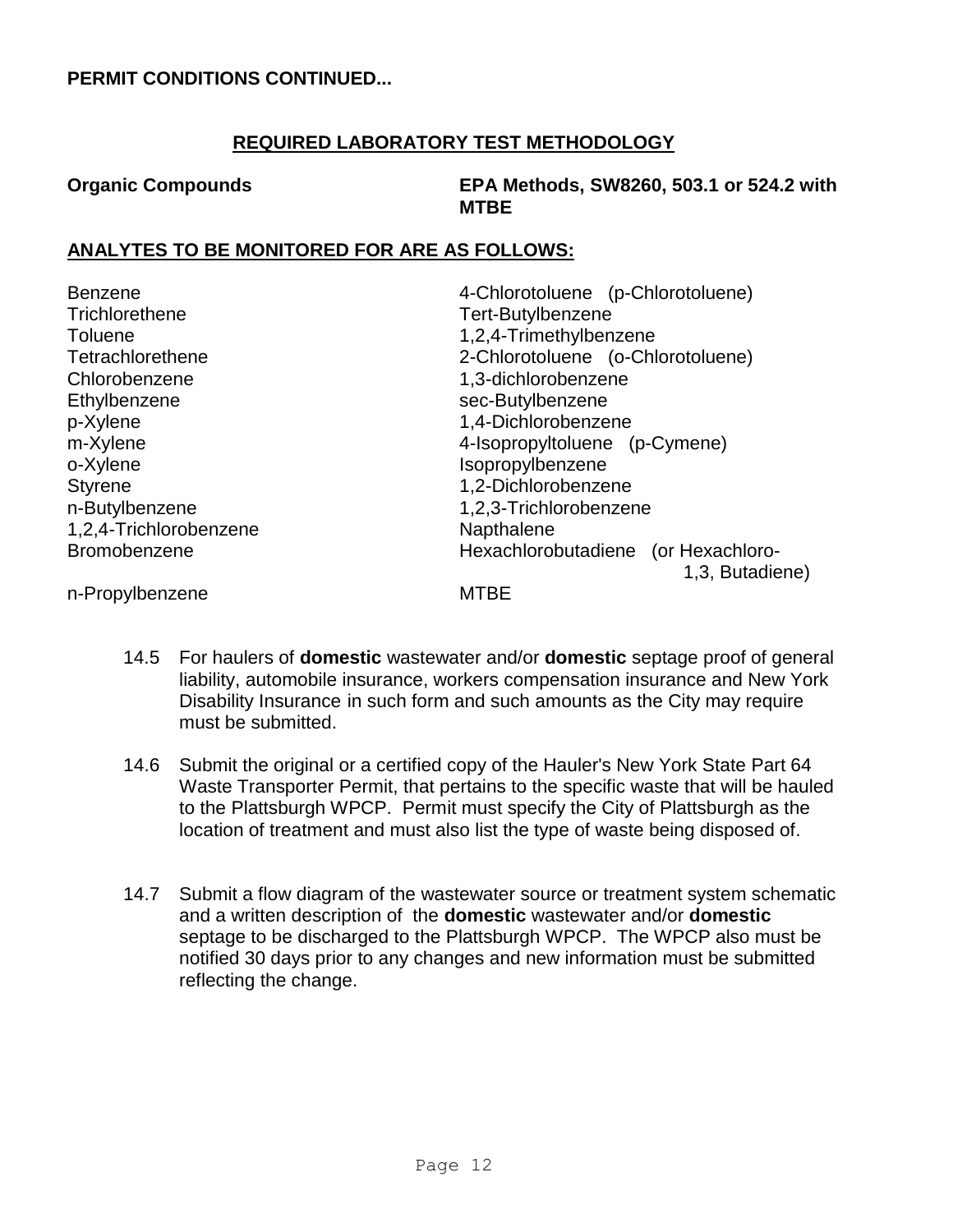**PERMIT CONDITIONS CONTINUED...**

## REQUIRED LABORATORY TEST METHODOLOGY

**Organic Compounds** **EPA Methods, SW8260, 503.1 or 524.2 with MTBE**

**ANALYTES TO BE MONITORED FOR ARE AS FOLLOWS:**

| | |
|---|---|
| Benzene | 4-Chlorotoluene (p-Chlorotoluene) |
| Trichlorethene | Tert-Butylbenzene |
| Toluene | 1,2,4-Trimethylbenzene |
| Tetrachlorethene | 2-Chlorotoluene (o-Chlorotoluene) |
| Chlorobenzene | 1,3-dichlorobenzene |
| Ethylbenzene | sec-Butylbenzene |
| p-Xylene | 1,4-Dichlorobenzene |
| m-Xylene | 4-Isopropyltoluene (p-Cymene) |
| o-Xylene | Isopropylbenzene |
| Styrene | 1,2-Dichlorobenzene |
| n-Butylbenzene | 1,2,3-Trichlorobenzene |
| 1,2,4-Trichlorobenzene | Napthalene |
| Bromobenzene | Hexachlorobutadiene (or Hexachloro-1,3, Butadiene) |
| n-Propylbenzene | MTBE |

14.5 For haulers of **domestic** wastewater and/or **domestic** septage proof of general liability, automobile insurance, workers compensation insurance and New York Disability Insurance in such form and such amounts as the City may require must be submitted.

14.6 Submit the original or a certified copy of the Hauler's New York State Part 64 Waste Transporter Permit, that pertains to the specific waste that will be hauled to the Plattsburgh WPCP. Permit must specify the City of Plattsburgh as the location of treatment and must also list the type of waste being disposed of.

14.7 Submit a flow diagram of the wastewater source or treatment system schematic and a written description of the **domestic** wastewater and/or **domestic** septage to be discharged to the Plattsburgh WPCP. The WPCP also must be notified 30 days prior to any changes and new information must be submitted reflecting the change.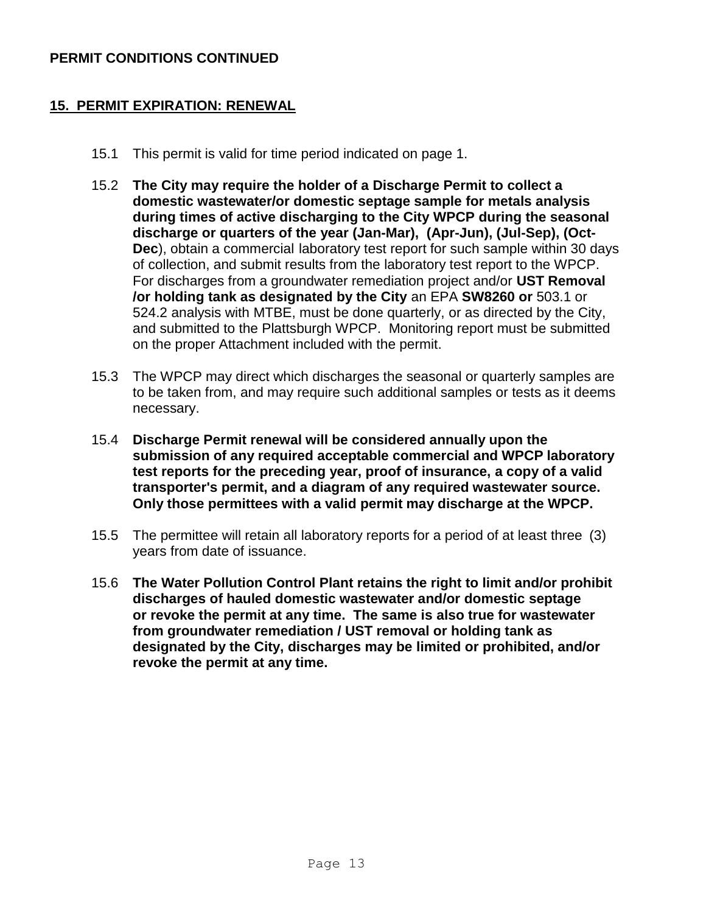**PERMIT CONDITIONS CONTINUED**

## 15. PERMIT EXPIRATION: RENEWAL

15.1 This permit is valid for time period indicated on page 1.

15.2 **The City may require the holder of a Discharge Permit to collect a domestic wastewater/or domestic septage sample for metals analysis during times of active discharging to the City WPCP during the seasonal discharge or quarters of the year (Jan-Mar), (Apr-Jun), (Jul-Sep), (Oct-Dec**), obtain a commercial laboratory test report for such sample within 30 days of collection, and submit results from the laboratory test report to the WPCP. For discharges from a groundwater remediation project and/or **UST Removal /or holding tank as designated by the City** an EPA **SW8260 or** 503.1 or 524.2 analysis with MTBE, must be done quarterly, or as directed by the City, and submitted to the Plattsburgh WPCP. Monitoring report must be submitted on the proper Attachment included with the permit.

15.3 The WPCP may direct which discharges the seasonal or quarterly samples are to be taken from, and may require such additional samples or tests as it deems necessary.

15.4 **Discharge Permit renewal will be considered annually upon the submission of any required acceptable commercial and WPCP laboratory test reports for the preceding year, proof of insurance, a copy of a valid transporter's permit, and a diagram of any required wastewater source. Only those permittees with a valid permit may discharge at the WPCP.**

15.5 The permittee will retain all laboratory reports for a period of at least three (3) years from date of issuance.

15.6 **The Water Pollution Control Plant retains the right to limit and/or prohibit discharges of hauled domestic wastewater and/or domestic septage or revoke the permit at any time. The same is also true for wastewater from groundwater remediation / UST removal or holding tank as designated by the City, discharges may be limited or prohibited, and/or revoke the permit at any time.**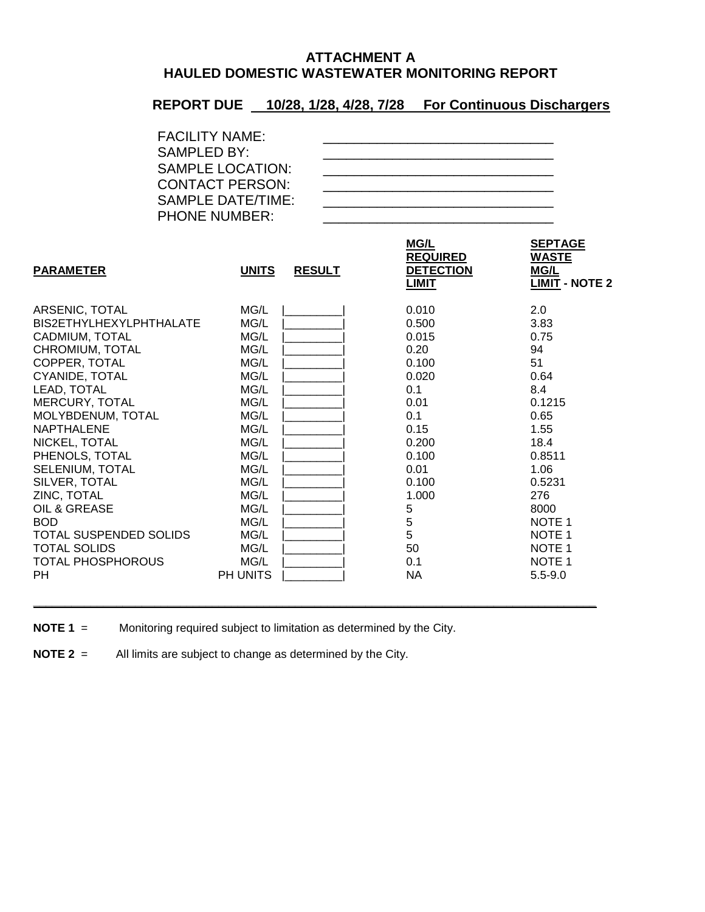# ATTACHMENT A
# HAULED DOMESTIC WASTEWATER MONITORING REPORT

**REPORT DUE 10/28, 1/28, 4/28, 7/28 For Continuous Dischargers**

FACILITY NAME: ______________________________
SAMPLED BY: ______________________________
SAMPLE LOCATION: ______________________________
CONTACT PERSON: ______________________________
SAMPLE DATE/TIME: ______________________________
PHONE NUMBER: ______________________________

| PARAMETER | UNITS | RESULT | MG/L REQUIRED DETECTION LIMIT | SEPTAGE WASTE MG/L LIMIT - NOTE 2 |
|---|---|---|---|---|
| ARSENIC, TOTAL | MG/L | \|_________\| | 0.010 | 2.0 |
| BIS2ETHYLHEXYLPHTHALATE | MG/L | \|_________\| | 0.500 | 3.83 |
| CADMIUM, TOTAL | MG/L | \|_________\| | 0.015 | 0.75 |
| CHROMIUM, TOTAL | MG/L | \|_________\| | 0.20 | 94 |
| COPPER, TOTAL | MG/L | \|_________\| | 0.100 | 51 |
| CYANIDE, TOTAL | MG/L | \|_________\| | 0.020 | 0.64 |
| LEAD, TOTAL | MG/L | \|_________\| | 0.1 | 8.4 |
| MERCURY, TOTAL | MG/L | \|_________\| | 0.01 | 0.1215 |
| MOLYBDENUM, TOTAL | MG/L | \|_________\| | 0.1 | 0.65 |
| NAPTHALENE | MG/L | \|_________\| | 0.15 | 1.55 |
| NICKEL, TOTAL | MG/L | \|_________\| | 0.200 | 18.4 |
| PHENOLS, TOTAL | MG/L | \|_________\| | 0.100 | 0.8511 |
| SELENIUM, TOTAL | MG/L | \|_________\| | 0.01 | 1.06 |
| SILVER, TOTAL | MG/L | \|_________\| | 0.100 | 0.5231 |
| ZINC, TOTAL | MG/L | \|_________\| | 1.000 | 276 |
| OIL & GREASE | MG/L | \|_________\| | 5 | 8000 |
| BOD | MG/L | \|_________\| | 5 | NOTE 1 |
| TOTAL SUSPENDED SOLIDS | MG/L | \|_________\| | 5 | NOTE 1 |
| TOTAL SOLIDS | MG/L | \|_________\| | 50 | NOTE 1 |
| TOTAL PHOSPHOROUS | MG/L | \|_________\| | 0.1 | NOTE 1 |
| PH | PH UNITS | \|_________\| | NA | 5.5-9.0 |

**NOTE 1** = Monitoring required subject to limitation as determined by the City.

**NOTE 2** = All limits are subject to change as determined by the City.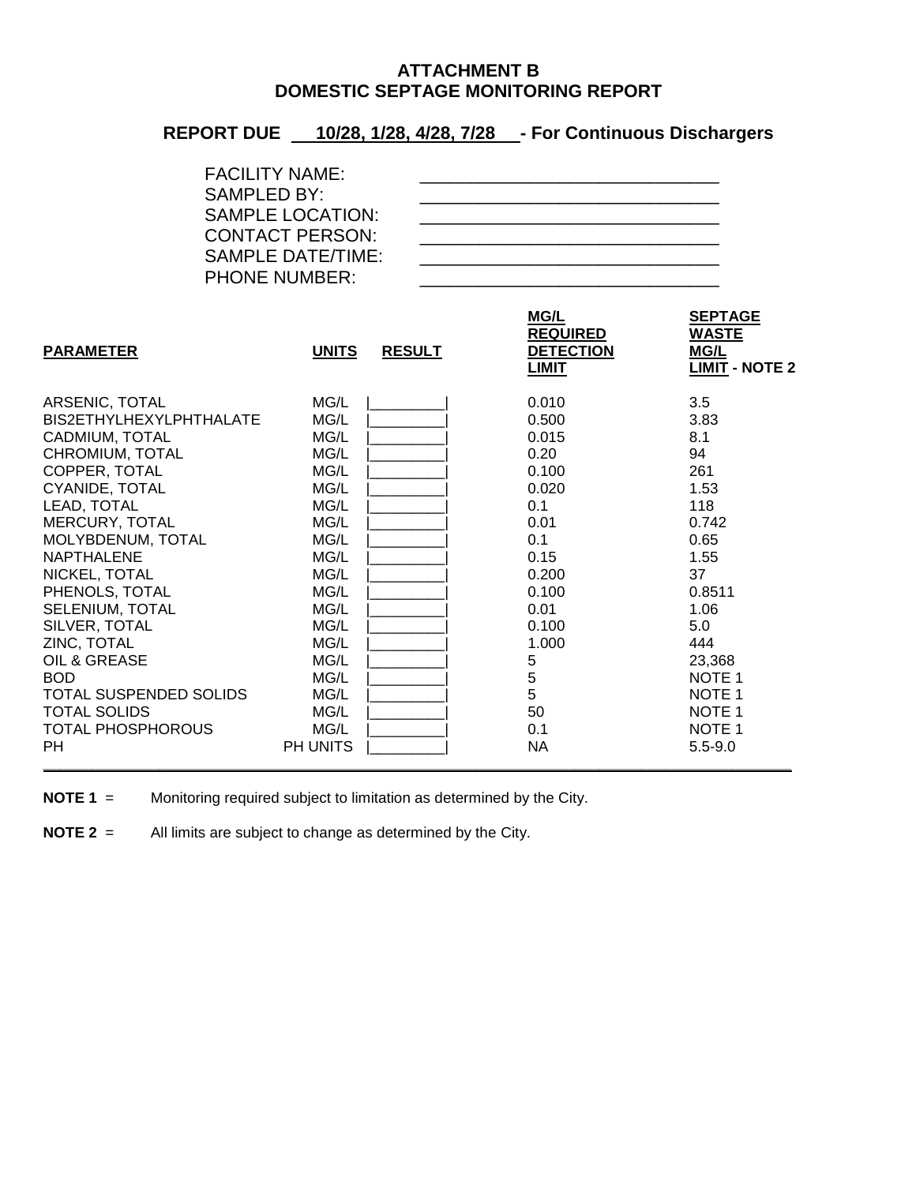# ATTACHMENT B
# DOMESTIC SEPTAGE MONITORING REPORT

**REPORT DUE ___10/28, 1/28, 4/28, 7/28___ - For Continuous Dischargers**

FACILITY NAME: ______________________________
SAMPLED BY: ______________________________
SAMPLE LOCATION: ______________________________
CONTACT PERSON: ______________________________
SAMPLE DATE/TIME: ______________________________
PHONE NUMBER: ______________________________

| PARAMETER | UNITS | RESULT | MG/L REQUIRED DETECTION LIMIT | SEPTAGE WASTE MG/L LIMIT - NOTE 2 |
|---|---|---|---|---|
| ARSENIC, TOTAL | MG/L | \|_________\| | 0.010 | 3.5 |
| BIS2ETHYLHEXYLPHTHALATE | MG/L | \|_________\| | 0.500 | 3.83 |
| CADMIUM, TOTAL | MG/L | \|_________\| | 0.015 | 8.1 |
| CHROMIUM, TOTAL | MG/L | \|_________\| | 0.20 | 94 |
| COPPER, TOTAL | MG/L | \|_________\| | 0.100 | 261 |
| CYANIDE, TOTAL | MG/L | \|_________\| | 0.020 | 1.53 |
| LEAD, TOTAL | MG/L | \|_________\| | 0.1 | 118 |
| MERCURY, TOTAL | MG/L | \|_________\| | 0.01 | 0.742 |
| MOLYBDENUM, TOTAL | MG/L | \|_________\| | 0.1 | 0.65 |
| NAPTHALENE | MG/L | \|_________\| | 0.15 | 1.55 |
| NICKEL, TOTAL | MG/L | \|_________\| | 0.200 | 37 |
| PHENOLS, TOTAL | MG/L | \|_________\| | 0.100 | 0.8511 |
| SELENIUM, TOTAL | MG/L | \|_________\| | 0.01 | 1.06 |
| SILVER, TOTAL | MG/L | \|_________\| | 0.100 | 5.0 |
| ZINC, TOTAL | MG/L | \|_________\| | 1.000 | 444 |
| OIL & GREASE | MG/L | \|_________\| | 5 | 23,368 |
| BOD | MG/L | \|_________\| | 5 | NOTE 1 |
| TOTAL SUSPENDED SOLIDS | MG/L | \|_________\| | 5 | NOTE 1 |
| TOTAL SOLIDS | MG/L | \|_________\| | 50 | NOTE 1 |
| TOTAL PHOSPHOROUS | MG/L | \|_________\| | 0.1 | NOTE 1 |
| PH | PH UNITS | \|_________\| | NA | 5.5-9.0 |

**NOTE 1** = Monitoring required subject to limitation as determined by the City.

**NOTE 2** = All limits are subject to change as determined by the City.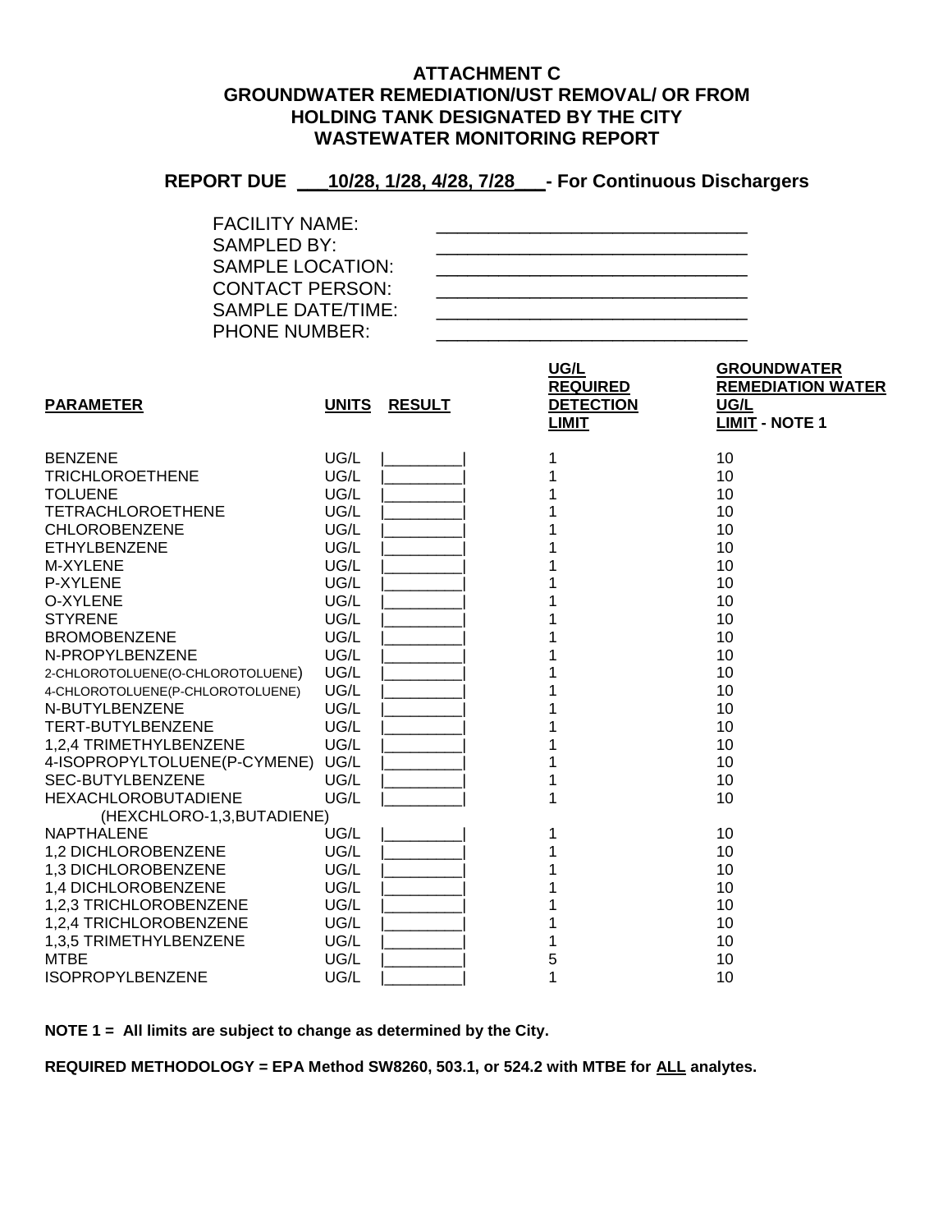# ATTACHMENT C
## GROUNDWATER REMEDIATION/UST REMOVAL/ OR FROM HOLDING TANK DESIGNATED BY THE CITY WASTEWATER MONITORING REPORT

**REPORT DUE** __**10/28, 1/28, 4/28, 7/28**__ **- For Continuous Dischargers**

FACILITY NAME: ______________________________
SAMPLED BY: ______________________________
SAMPLE LOCATION: ______________________________
CONTACT PERSON: ______________________________
SAMPLE DATE/TIME: ______________________________
PHONE NUMBER: ______________________________

| PARAMETER | UNITS | RESULT | UG/L REQUIRED DETECTION LIMIT | GROUNDWATER REMEDIATION WATER UG/L LIMIT - NOTE 1 |
|---|---|---|---|---|
| BENZENE | UG/L | \|_________\| | 1 | 10 |
| TRICHLOROETHENE | UG/L | \|_________\| | 1 | 10 |
| TOLUENE | UG/L | \|_________\| | 1 | 10 |
| TETRACHLOROETHENE | UG/L | \|_________\| | 1 | 10 |
| CHLOROBENZENE | UG/L | \|_________\| | 1 | 10 |
| ETHYLBENZENE | UG/L | \|_________\| | 1 | 10 |
| M-XYLENE | UG/L | \|_________\| | 1 | 10 |
| P-XYLENE | UG/L | \|_________\| | 1 | 10 |
| O-XYLENE | UG/L | \|_________\| | 1 | 10 |
| STYRENE | UG/L | \|_________\| | 1 | 10 |
| BROMOBENZENE | UG/L | \|_________\| | 1 | 10 |
| N-PROPYLBENZENE | UG/L | \|_________\| | 1 | 10 |
| 2-CHLOROTOLUENE(O-CHLOROTOLUENE) | UG/L | \|_________\| | 1 | 10 |
| 4-CHLOROTOLUENE(P-CHLOROTOLUENE) | UG/L | \|_________\| | 1 | 10 |
| N-BUTYLBENZENE | UG/L | \|_________\| | 1 | 10 |
| TERT-BUTYLBENZENE | UG/L | \|_________\| | 1 | 10 |
| 1,2,4 TRIMETHYLBENZENE | UG/L | \|_________\| | 1 | 10 |
| 4-ISOPROPYLTOLUENE(P-CYMENE) | UG/L | \|_________\| | 1 | 10 |
| SEC-BUTYLBENZENE | UG/L | \|_________\| | 1 | 10 |
| HEXACHLOROBUTADIENE (HEXCHLORO-1,3,BUTADIENE) | UG/L | \|_________\| | 1 | 10 |
| NAPTHALENE | UG/L | \|_________\| | 1 | 10 |
| 1,2 DICHLOROBENZENE | UG/L | \|_________\| | 1 | 10 |
| 1,3 DICHLOROBENZENE | UG/L | \|_________\| | 1 | 10 |
| 1,4 DICHLOROBENZENE | UG/L | \|_________\| | 1 | 10 |
| 1,2,3 TRICHLOROBENZENE | UG/L | \|_________\| | 1 | 10 |
| 1,2,4 TRICHLOROBENZENE | UG/L | \|_________\| | 1 | 10 |
| 1,3,5 TRIMETHYLBENZENE | UG/L | \|_________\| | 1 | 10 |
| MTBE | UG/L | \|_________\| | 5 | 10 |
| ISOPROPYLBENZENE | UG/L | \|_________\| | 1 | 10 |

**NOTE 1 = All limits are subject to change as determined by the City.**

**REQUIRED METHODOLOGY = EPA Method SW8260, 503.1, or 524.2 with MTBE for ALL analytes.**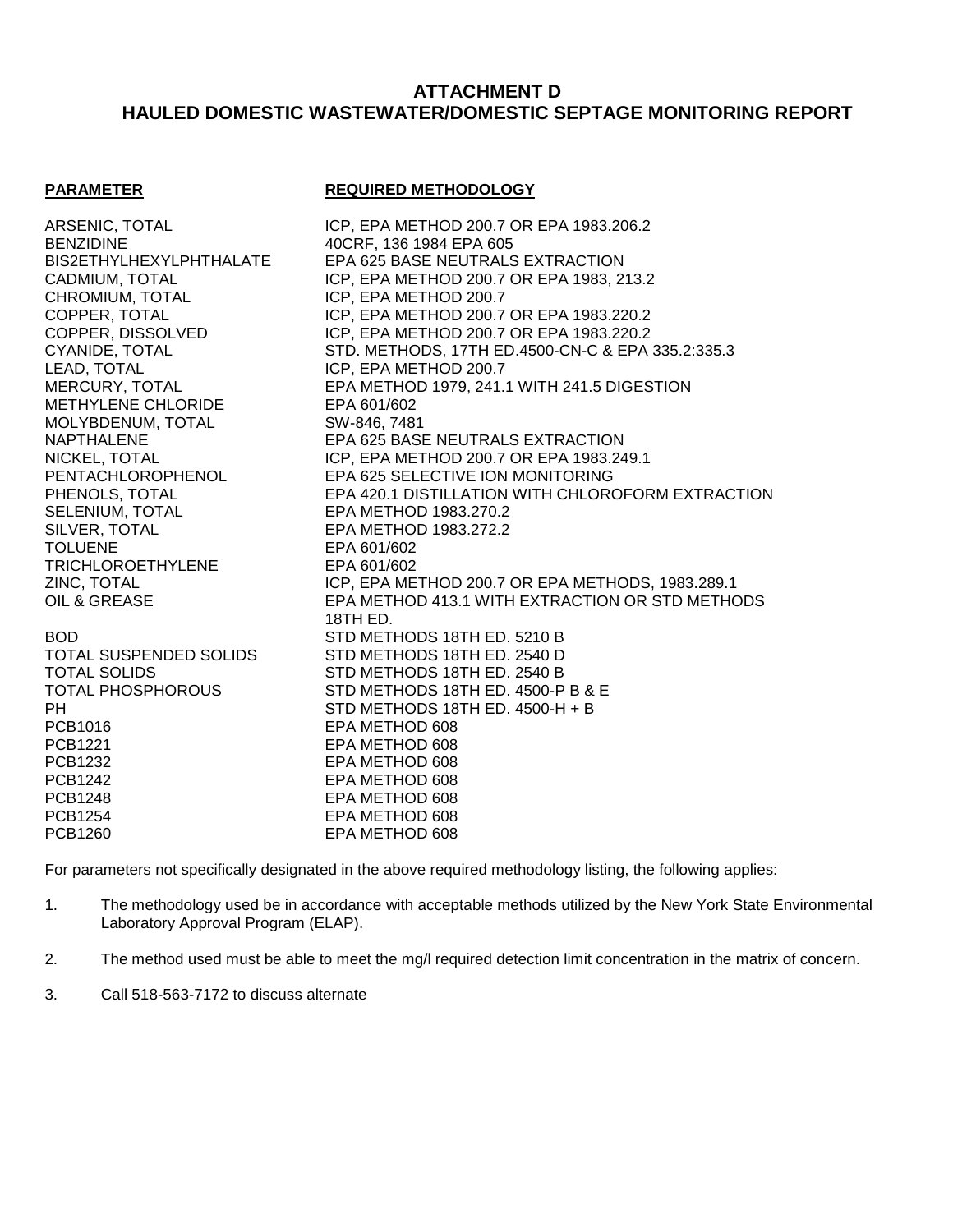## ATTACHMENT D
## HAULED DOMESTIC WASTEWATER/DOMESTIC SEPTAGE MONITORING REPORT

| PARAMETER | REQUIRED METHODOLOGY |
|---|---|
| ARSENIC, TOTAL | ICP, EPA METHOD 200.7 OR EPA 1983.206.2 |
| BENZIDINE | 40CRF, 136 1984 EPA 605 |
| BIS2ETHYLHEXYLPHTHALATE | EPA 625 BASE NEUTRALS EXTRACTION |
| CADMIUM, TOTAL | ICP, EPA METHOD 200.7 OR EPA 1983, 213.2 |
| CHROMIUM, TOTAL | ICP, EPA METHOD 200.7 |
| COPPER, TOTAL | ICP, EPA METHOD 200.7 OR EPA 1983.220.2 |
| COPPER, DISSOLVED | ICP, EPA METHOD 200.7 OR EPA 1983.220.2 |
| CYANIDE, TOTAL | STD. METHODS, 17TH ED.4500-CN-C & EPA 335.2:335.3 |
| LEAD, TOTAL | ICP, EPA METHOD 200.7 |
| MERCURY, TOTAL | EPA METHOD 1979, 241.1 WITH 241.5 DIGESTION |
| METHYLENE CHLORIDE | EPA 601/602 |
| MOLYBDENUM, TOTAL | SW-846, 7481 |
| NAPTHALENE | EPA 625 BASE NEUTRALS EXTRACTION |
| NICKEL, TOTAL | ICP, EPA METHOD 200.7 OR EPA 1983.249.1 |
| PENTACHLOROPHENOL | EPA 625 SELECTIVE ION MONITORING |
| PHENOLS, TOTAL | EPA 420.1 DISTILLATION WITH CHLOROFORM EXTRACTION |
| SELENIUM, TOTAL | EPA METHOD 1983.270.2 |
| SILVER, TOTAL | EPA METHOD 1983.272.2 |
| TOLUENE | EPA 601/602 |
| TRICHLOROETHYLENE | EPA 601/602 |
| ZINC, TOTAL | ICP, EPA METHOD 200.7 OR EPA METHODS, 1983.289.1 |
| OIL & GREASE | EPA METHOD 413.1 WITH EXTRACTION OR STD METHODS 18TH ED. |
| BOD | STD METHODS 18TH ED. 5210 B |
| TOTAL SUSPENDED SOLIDS | STD METHODS 18TH ED. 2540 D |
| TOTAL SOLIDS | STD METHODS 18TH ED. 2540 B |
| TOTAL PHOSPHOROUS | STD METHODS 18TH ED. 4500-P B & E |
| PH | STD METHODS 18TH ED. 4500-H + B |
| PCB1016 | EPA METHOD 608 |
| PCB1221 | EPA METHOD 608 |
| PCB1232 | EPA METHOD 608 |
| PCB1242 | EPA METHOD 608 |
| PCB1248 | EPA METHOD 608 |
| PCB1254 | EPA METHOD 608 |
| PCB1260 | EPA METHOD 608 |

For parameters not specifically designated in the above required methodology listing, the following applies:

1. The methodology used be in accordance with acceptable methods utilized by the New York State Environmental Laboratory Approval Program (ELAP).
2. The method used must be able to meet the mg/l required detection limit concentration in the matrix of concern.
3. Call 518-563-7172 to discuss alternate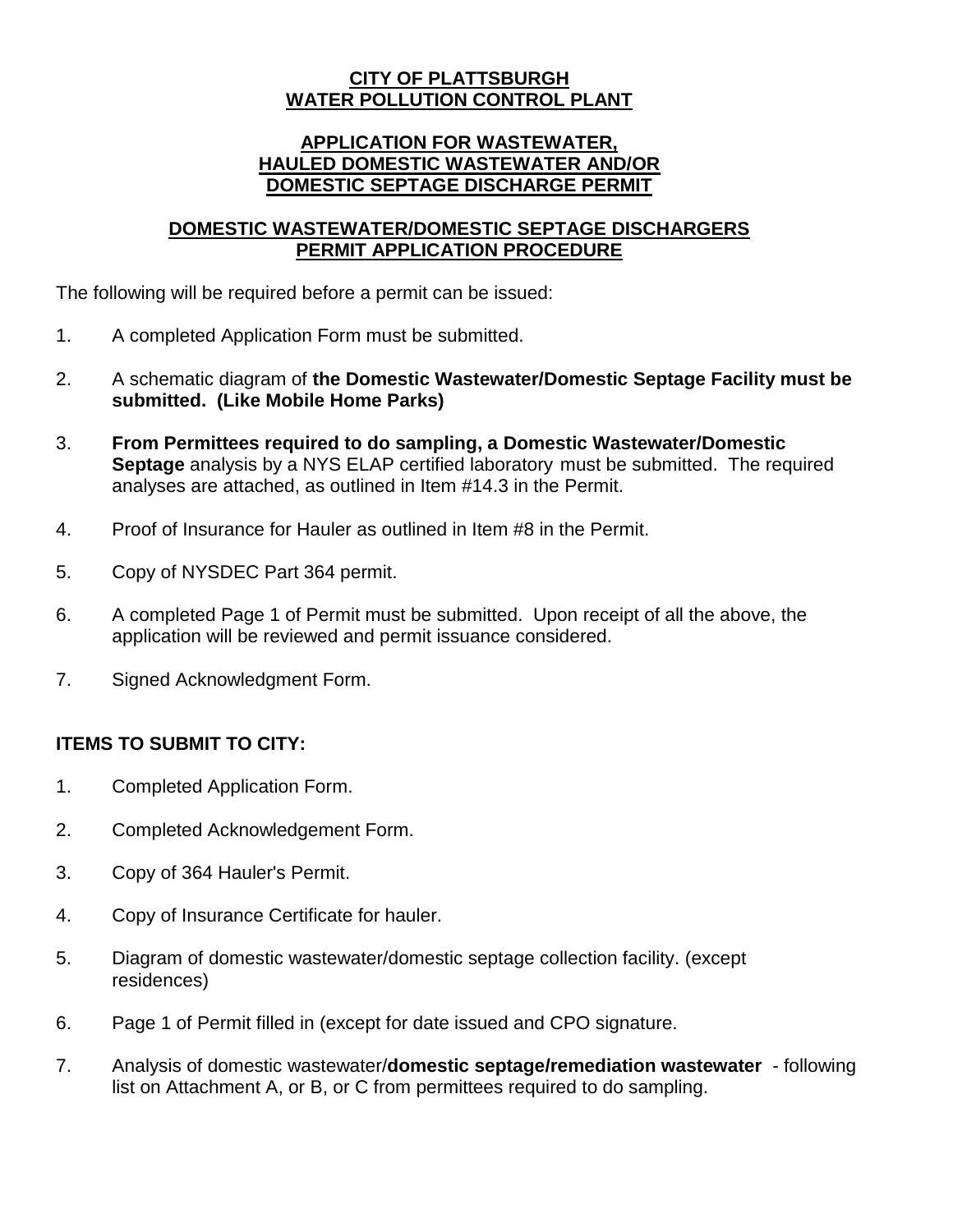**CITY OF PLATTSBURGH**
**WATER POLLUTION CONTROL PLANT**

**APPLICATION FOR WASTEWATER,**
**HAULED DOMESTIC WASTEWATER AND/OR**
**DOMESTIC SEPTAGE DISCHARGE PERMIT**

**DOMESTIC WASTEWATER/DOMESTIC SEPTAGE DISCHARGERS**
**PERMIT APPLICATION PROCEDURE**

The following will be required before a permit can be issued:

1. A completed Application Form must be submitted.

2. A schematic diagram of **the Domestic Wastewater/Domestic Septage Facility must be submitted. (Like Mobile Home Parks)**

3. **From Permittees required to do sampling, a Domestic Wastewater/Domestic Septage** analysis by a NYS ELAP certified laboratory must be submitted. The required analyses are attached, as outlined in Item #14.3 in the Permit.

4. Proof of Insurance for Hauler as outlined in Item #8 in the Permit.

5. Copy of NYSDEC Part 364 permit.

6. A completed Page 1 of Permit must be submitted. Upon receipt of all the above, the application will be reviewed and permit issuance considered.

7. Signed Acknowledgment Form.

**ITEMS TO SUBMIT TO CITY:**

1. Completed Application Form.

2. Completed Acknowledgement Form.

3. Copy of 364 Hauler's Permit.

4. Copy of Insurance Certificate for hauler.

5. Diagram of domestic wastewater/domestic septage collection facility. (except residences)

6. Page 1 of Permit filled in (except for date issued and CPO signature.

7. Analysis of domestic wastewater/**domestic septage/remediation wastewater** - following list on Attachment A, or B, or C from permittees required to do sampling.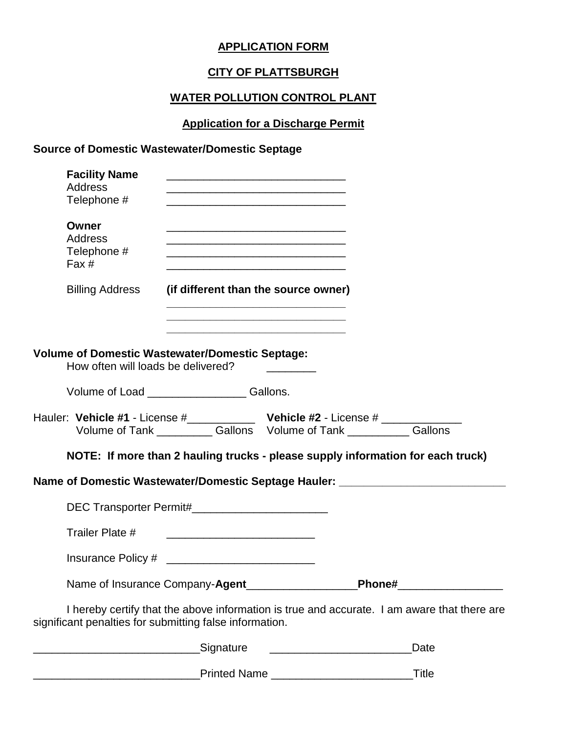**APPLICATION FORM**

**CITY OF PLATTSBURGH**

**WATER POLLUTION CONTROL PLANT**

**Application for a Discharge Permit**

**Source of Domestic Wastewater/Domestic Septage**

**Facility Name** ____________________________
Address ____________________________
Telephone # ____________________________

**Owner** ____________________________
Address ____________________________
Telephone # ____________________________
Fax # ____________________________

Billing Address **(if different than the source owner)**
____________________________
____________________________
____________________________

**Volume of Domestic Wastewater/Domestic Septage:**
How often will loads be delivered? ________

Volume of Load ________________ Gallons.

Hauler: **Vehicle #1** - License #___________ **Vehicle #2** - License # _____________
Volume of Tank _________ Gallons Volume of Tank __________ Gallons

**NOTE: If more than 2 hauling trucks - please supply information for each truck)**

**Name of Domestic Wastewater/Domestic Septage Hauler:** ___________________________

DEC Transporter Permit#______________________

Trailer Plate # ________________________

Insurance Policy # ________________________

Name of Insurance Company-**Agent**__________________**Phone#**_________________

I hereby certify that the above information is true and accurate. I am aware that there are significant penalties for submitting false information.

___________________________Signature _______________________Date

___________________________Printed Name _______________________Title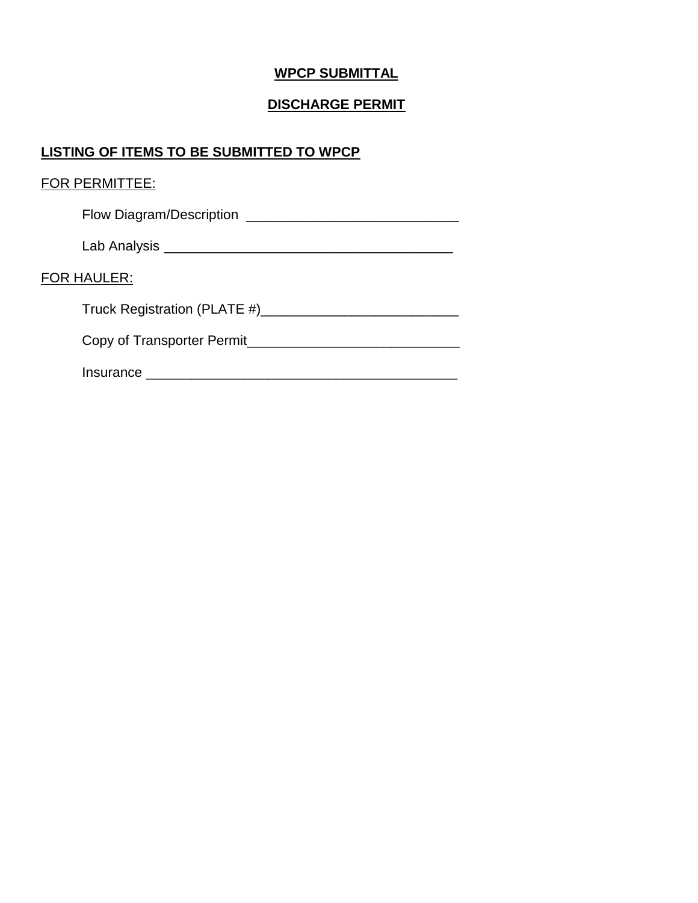# WPCP SUBMITTAL

## DISCHARGE PERMIT

**LISTING OF ITEMS TO BE SUBMITTED TO WPCP**

FOR PERMITTEE:

Flow Diagram/Description ____________________________

Lab Analysis ______________________________________

FOR HAULER:

Truck Registration (PLATE #)__________________________

Copy of Transporter Permit____________________________

Insurance _________________________________________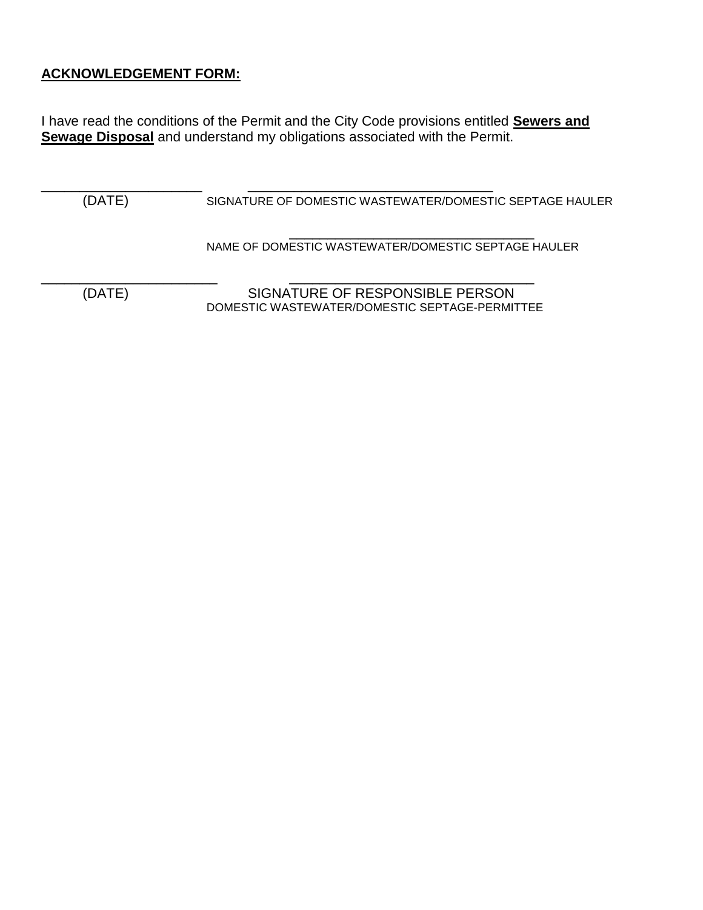**<u>ACKNOWLEDGEMENT FORM:</u>**

I have read the conditions of the Permit and the City Code provisions entitled **<u>Sewers and Sewage Disposal</u>** and understand my obligations associated with the Permit.

_____________________ _________________________________

(DATE) SIGNATURE OF DOMESTIC WASTEWATER/DOMESTIC SEPTAGE HAULER

_________________________________

NAME OF DOMESTIC WASTEWATER/DOMESTIC SEPTAGE HAULER

_______________________ _________________________________

(DATE) SIGNATURE OF RESPONSIBLE PERSON

DOMESTIC WASTEWATER/DOMESTIC SEPTAGE-PERMITTEE